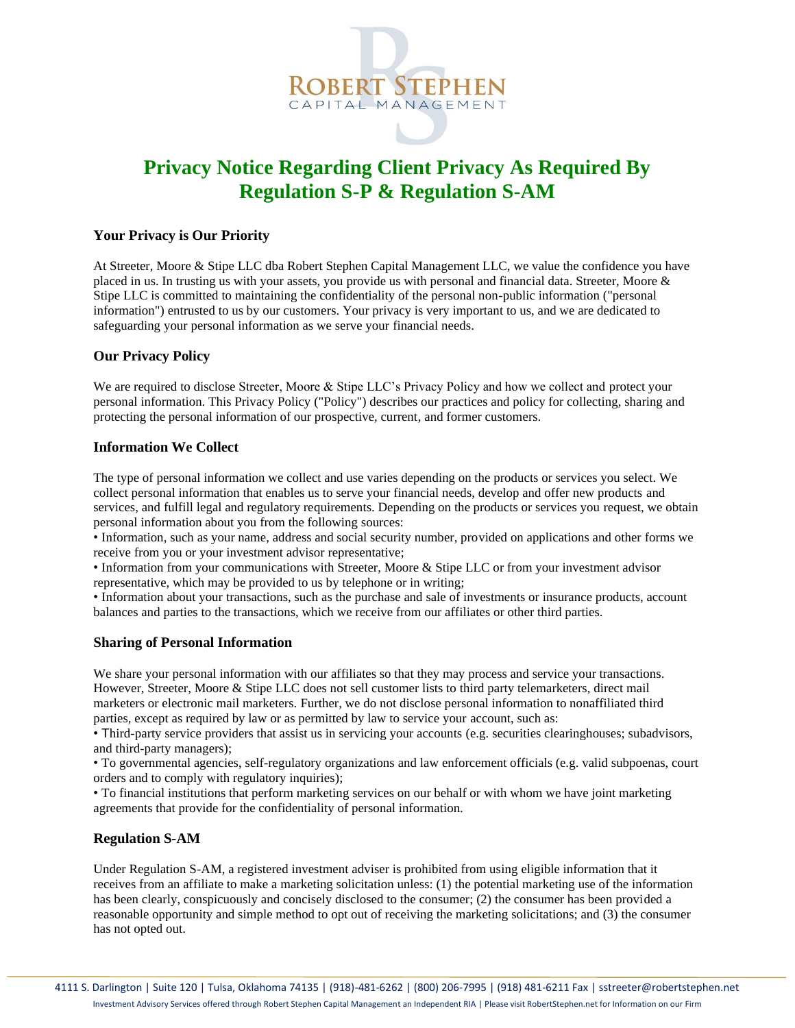# Privacy Notice Regarding Client Privacy As Required By Regulation S-P & Regulation S-AM

## Your Privacy is Our Priority

At Streeter, Moore & Stipe LLC dba Robert Stephen Capital Management LLC, we value the confidence you have placed in us. In trusting us with your assets, you provide us with personal and financial data. Streeter, Moore & Stipe LLC is committed to maintaining the confidentiality of the personal non-public information ("personal information") entrusted to us by our customers. Your privacy is very important to us, and we are dedicated to safeguarding your personal information as we serve your financial needs.

## Our Privacy Policy

We are required to disclose Streeter, Moore & Stipe LLC's Privacy Policy and how we collect and protect your personal information. This Privacy Policy ("Policy") describes our practices and policy for collecting, sharing and protecting the personal information of our prospective, current, and former customers.

## Information We Collect

The type of personal information we collect and use varies depending on the products or services you select. We collect personal information that enables us to serve your financial needs, develop and offer new products and services, and fulfill legal and regulatory requirements. Depending on the products or services you request, we obtain personal information about you from the following sources:

- Information, such as your name, address and social security number, provided on applications and other forms we receive from you or your investment advisor representative;
- Information from your communications with Streeter, Moore & Stipe LLC or from your investment advisor representative, which may be provided to us by telephone or in writing;
- Information about your transactions, such as the purchase and sale of investments or insurance products, account balances and parties to the transactions, which we receive from our affiliates or other third parties.

## Sharing of Personal Information

We share your personal information with our affiliates so that they may process and service your transactions. However, Streeter, Moore & Stipe LLC does not sell customer lists to third party telemarketers, direct mail marketers or electronic mail marketers. Further, we do not disclose personal information to nonaffiliated third parties, except as required by law or as permitted by law to service your account, such as:

- Third-party service providers that assist us in servicing your accounts (e.g. securities clearinghouses; subadvisors, and third-party managers);
- To governmental agencies, self-regulatory organizations and law enforcement officials (e.g. valid subpoenas, court orders and to comply with regulatory inquiries);
- To financial institutions that perform marketing services on our behalf or with whom we have joint marketing agreements that provide for the confidentiality of personal information.

## Regulation S-AM

Under Regulation S-AM, a registered investment adviser is prohibited from using eligible information that it receives from an affiliate to make a marketing solicitation unless: (1) the potential marketing use of the information has been clearly, conspicuously and concisely disclosed to the consumer; (2) the consumer has been provided a reasonable opportunity and simple method to opt out of receiving the marketing solicitations; and (3) the consumer has not opted out.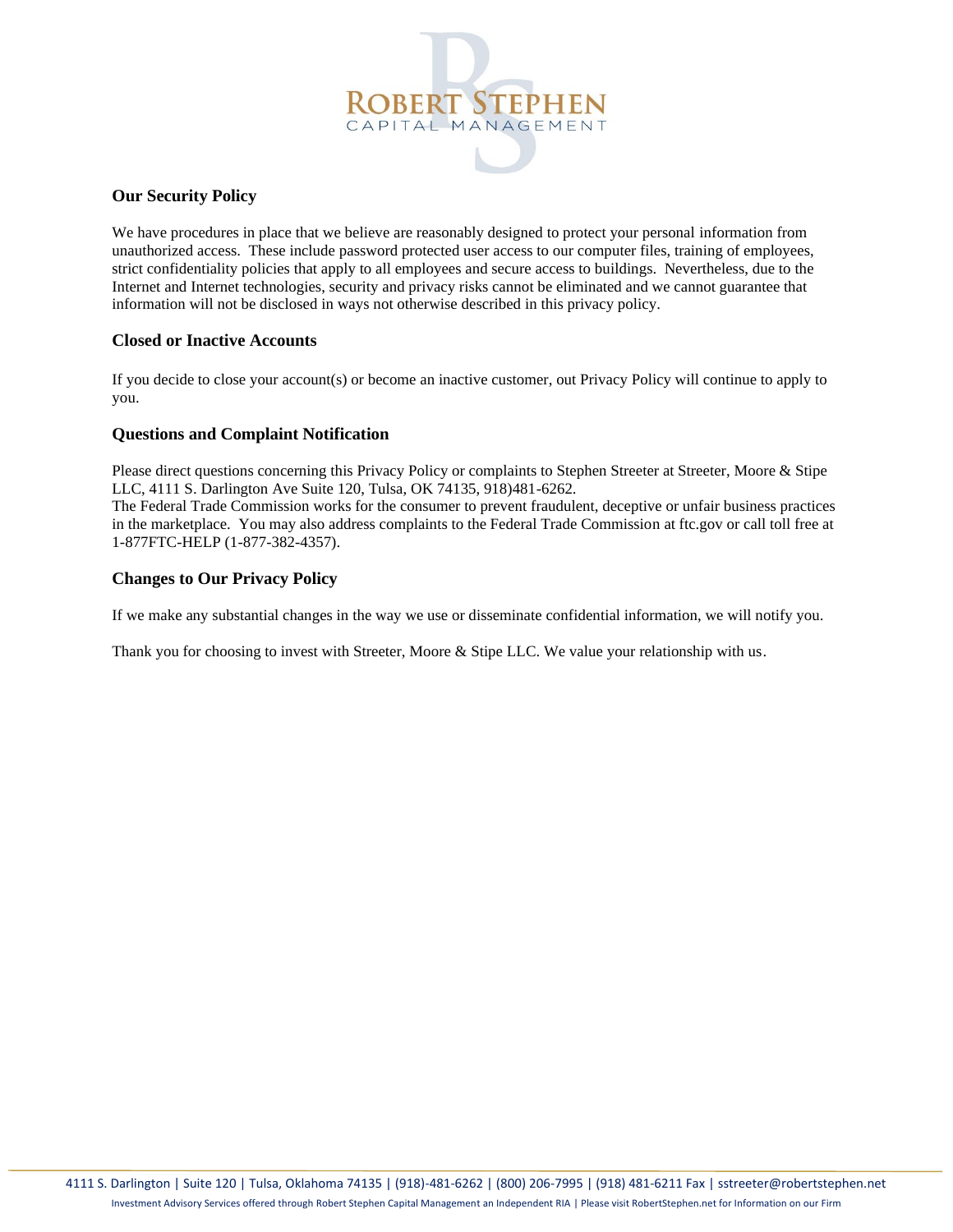### Our Security Policy

We have procedures in place that we believe are reasonably designed to protect your personal information from unauthorized access. These include password protected user access to our computer files, training of employees, strict confidentiality policies that apply to all employees and secure access to buildings. Nevertheless, due to the Internet and Internet technologies, security and privacy risks cannot be eliminated and we cannot guarantee that information will not be disclosed in ways not otherwise described in this privacy policy.

### Closed or Inactive Accounts

If you decide to close your account(s) or become an inactive customer, out Privacy Policy will continue to apply to you.

### Questions and Complaint Notification

Please direct questions concerning this Privacy Policy or complaints to Stephen Streeter at Streeter, Moore & Stipe LLC, 4111 S. Darlington Ave Suite 120, Tulsa, OK 74135, 918)481-6262.
The Federal Trade Commission works for the consumer to prevent fraudulent, deceptive or unfair business practices in the marketplace. You may also address complaints to the Federal Trade Commission at ftc.gov or call toll free at 1-877FTC-HELP (1-877-382-4357).

### Changes to Our Privacy Policy

If we make any substantial changes in the way we use or disseminate confidential information, we will notify you.

Thank you for choosing to invest with Streeter, Moore & Stipe LLC. We value your relationship with us.